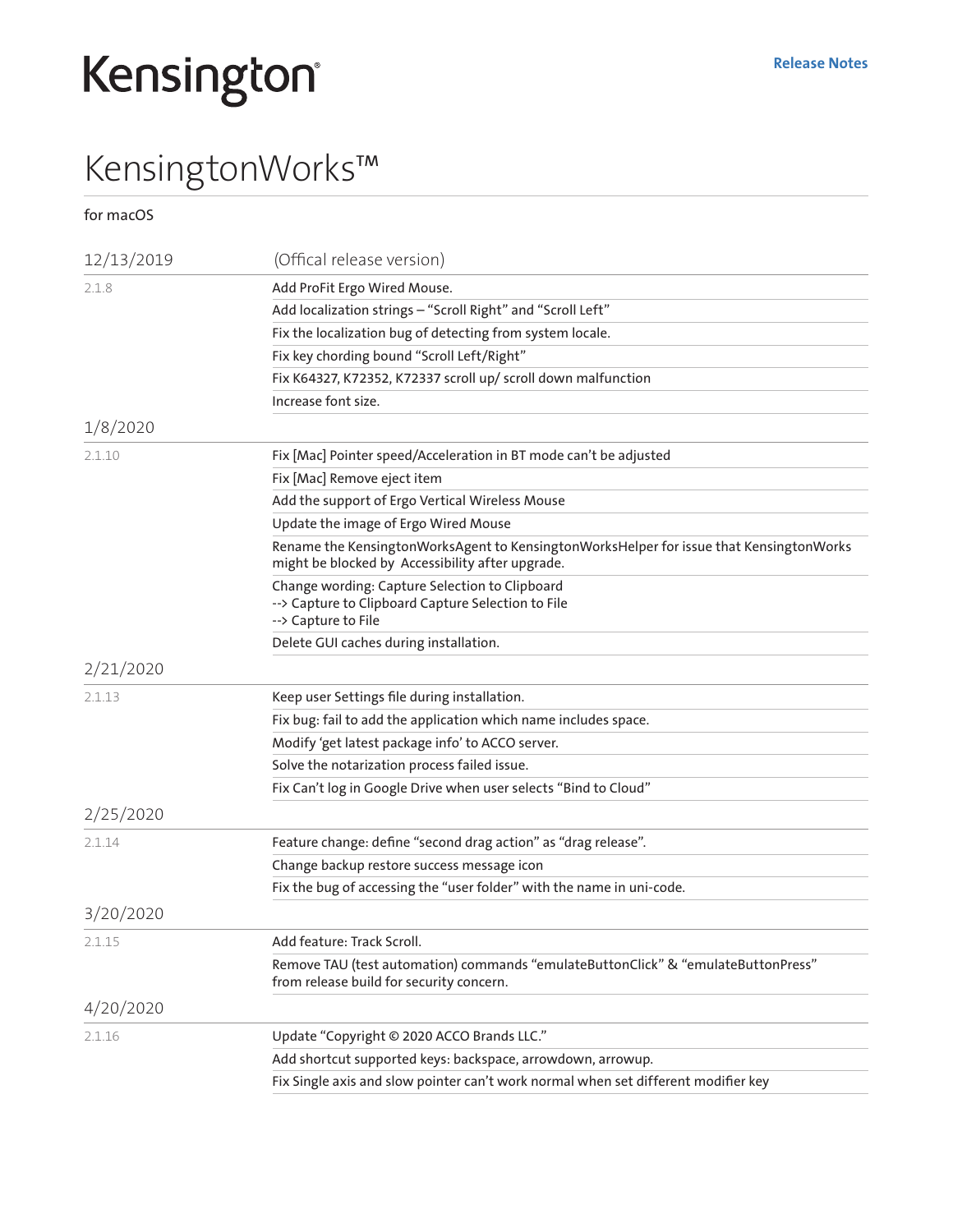Kensington

Release Notes

# KensingtonWorks™

for macOS

| | |
|---|---|
| 12/13/2019 | (Offical release version) |
| 2.1.8 | Add ProFit Ergo Wired Mouse. |
| | Add localization strings – “Scroll Right” and “Scroll Left” |
| | Fix the localization bug of detecting from system locale. |
| | Fix key chording bound “Scroll Left/Right” |
| | Fix K64327, K72352, K72337 scroll up/ scroll down malfunction |
| | Increase font size. |
| 1/8/2020 | |
| 2.1.10 | Fix [Mac] Pointer speed/Acceleration in BT mode can’t be adjusted |
| | Fix [Mac] Remove eject item |
| | Add the support of Ergo Vertical Wireless Mouse |
| | Update the image of Ergo Wired Mouse |
| | Rename the KensingtonWorksAgent to KensingtonWorksHelper for issue that KensingtonWorks might be blocked by Accessibility after upgrade. |
| | Change wording: Capture Selection to Clipboard --> Capture to Clipboard Capture Selection to File --> Capture to File |
| | Delete GUI caches during installation. |
| 2/21/2020 | |
| 2.1.13 | Keep user Settings file during installation. |
| | Fix bug: fail to add the application which name includes space. |
| | Modify ‘get latest package info’ to ACCO server. |
| | Solve the notarization process failed issue. |
| | Fix Can’t log in Google Drive when user selects “Bind to Cloud” |
| 2/25/2020 | |
| 2.1.14 | Feature change: define “second drag action” as “drag release”. |
| | Change backup restore success message icon |
| | Fix the bug of accessing the “user folder” with the name in uni-code. |
| 3/20/2020 | |
| 2.1.15 | Add feature: Track Scroll. |
| | Remove TAU (test automation) commands “emulateButtonClick” & “emulateButtonPress” from release build for security concern. |
| 4/20/2020 | |
| 2.1.16 | Update “Copyright © 2020 ACCO Brands LLC.” |
| | Add shortcut supported keys: backspace, arrowdown, arrowup. |
| | Fix Single axis and slow pointer can’t work normal when set different modifier key |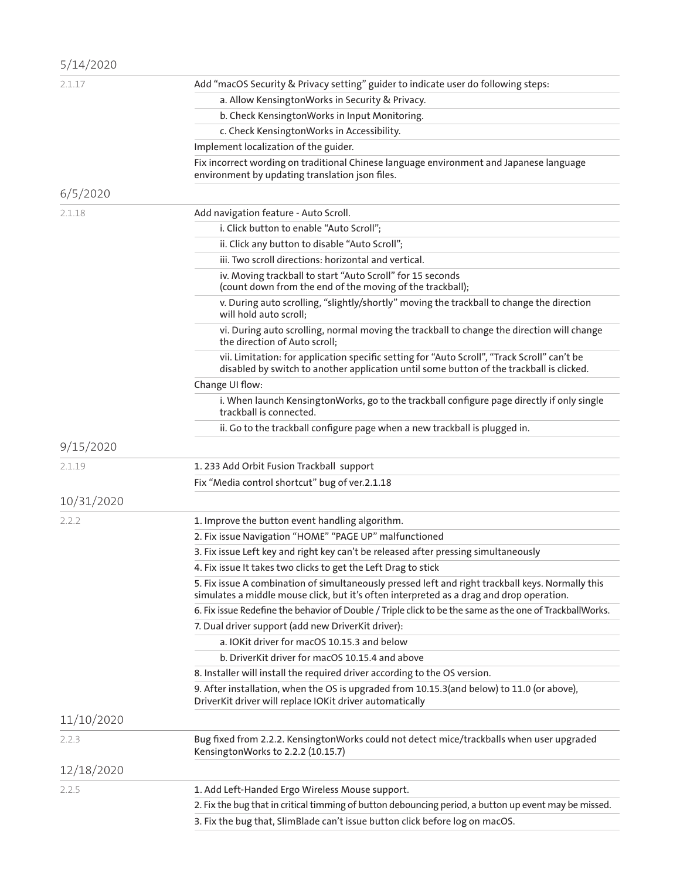5/14/2020

| | |
|---|---|
| 2.1.17 | Add "macOS Security & Privacy setting" guider to indicate user do following steps: |
| | a. Allow KensingtonWorks in Security & Privacy. |
| | b. Check KensingtonWorks in Input Monitoring. |
| | c. Check KensingtonWorks in Accessibility. |
| | Implement localization of the guider. |
| | Fix incorrect wording on traditional Chinese language environment and Japanese language environment by updating translation json files. |

6/5/2020

| | |
|---|---|
| 2.1.18 | Add navigation feature - Auto Scroll. |
| | i. Click button to enable "Auto Scroll"; |
| | ii. Click any button to disable "Auto Scroll"; |
| | iii. Two scroll directions: horizontal and vertical. |
| | iv. Moving trackball to start "Auto Scroll" for 15 seconds (count down from the end of the moving of the trackball); |
| | v. During auto scrolling, "slightly/shortly" moving the trackball to change the direction will hold auto scroll; |
| | vi. During auto scrolling, normal moving the trackball to change the direction will change the direction of Auto scroll; |
| | vii. Limitation: for application specific setting for "Auto Scroll", "Track Scroll" can't be disabled by switch to another application until some button of the trackball is clicked. |
| | Change UI flow: |
| | i. When launch KensingtonWorks, go to the trackball configure page directly if only single trackball is connected. |
| | ii. Go to the trackball configure page when a new trackball is plugged in. |

9/15/2020

| | |
|---|---|
| 2.1.19 | 1. 233 Add Orbit Fusion Trackball support |
| | Fix "Media control shortcut" bug of ver.2.1.18 |

10/31/2020

| | |
|---|---|
| 2.2.2 | 1. Improve the button event handling algorithm. |
| | 2. Fix issue Navigation "HOME" "PAGE UP" malfunctioned |
| | 3. Fix issue Left key and right key can't be released after pressing simultaneously |
| | 4. Fix issue It takes two clicks to get the Left Drag to stick |
| | 5. Fix issue A combination of simultaneously pressed left and right trackball keys. Normally this simulates a middle mouse click, but it's often interpreted as a drag and drop operation. |
| | 6. Fix issue Redefine the behavior of Double / Triple click to be the same as the one of TrackballWorks. |
| | 7. Dual driver support (add new DriverKit driver): |
| | a. IOKit driver for macOS 10.15.3 and below |
| | b. DriverKit driver for macOS 10.15.4 and above |
| | 8. Installer will install the required driver according to the OS version. |
| | 9. After installation, when the OS is upgraded from 10.15.3(and below) to 11.0 (or above), DriverKit driver will replace IOKit driver automatically |

11/10/2020

| | |
|---|---|
| 2.2.3 | Bug fixed from 2.2.2. KensingtonWorks could not detect mice/trackballs when user upgraded KensingtonWorks to 2.2.2 (10.15.7) |

12/18/2020

| | |
|---|---|
| 2.2.5 | 1. Add Left-Handed Ergo Wireless Mouse support. |
| | 2. Fix the bug that in critical timming of button debouncing period, a button up event may be missed. |
| | 3. Fix the bug that, SlimBlade can't issue button click before log on macOS. |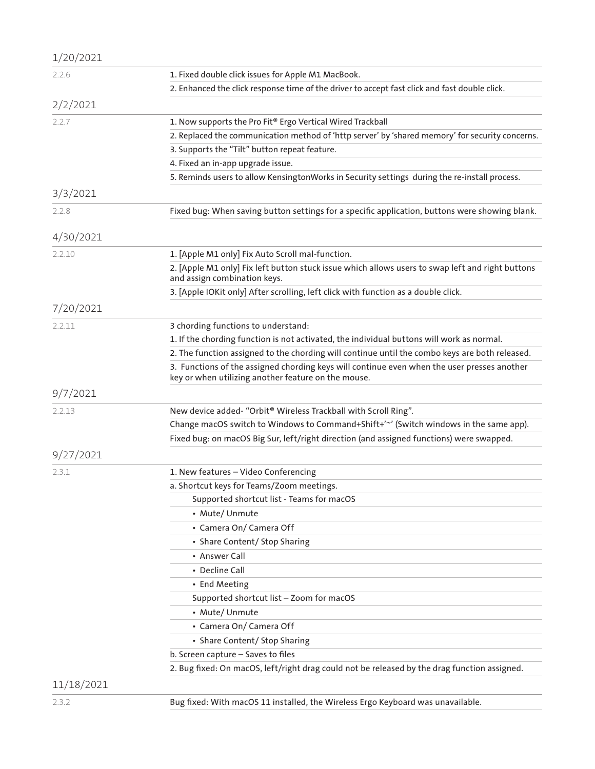## 1/20/2021

| | |
|---|---|
| 2.2.6 | 1. Fixed double click issues for Apple M1 MacBook. |
| | 2. Enhanced the click response time of the driver to accept fast click and fast double click. |

## 2/2/2021

| | |
|---|---|
| 2.2.7 | 1. Now supports the Pro Fit® Ergo Vertical Wired Trackball |
| | 2. Replaced the communication method of 'http server' by 'shared memory' for security concerns. |
| | 3. Supports the "Tilt" button repeat feature. |
| | 4. Fixed an in-app upgrade issue. |
| | 5. Reminds users to allow KensingtonWorks in Security settings during the re-install process. |

## 3/3/2021

| | |
|---|---|
| 2.2.8 | Fixed bug: When saving button settings for a specific application, buttons were showing blank. |

## 4/30/2021

| | |
|---|---|
| 2.2.10 | 1. [Apple M1 only] Fix Auto Scroll mal-function. |
| | 2. [Apple M1 only] Fix left button stuck issue which allows users to swap left and right buttons and assign combination keys. |
| | 3. [Apple IOKit only] After scrolling, left click with function as a double click. |

## 7/20/2021

| | |
|---|---|
| 2.2.11 | 3 chording functions to understand: |
| | 1. If the chording function is not activated, the individual buttons will work as normal. |
| | 2. The function assigned to the chording will continue until the combo keys are both released. |
| | 3. Functions of the assigned chording keys will continue even when the user presses another key or when utilizing another feature on the mouse. |

## 9/7/2021

| | |
|---|---|
| 2.2.13 | New device added- "Orbit® Wireless Trackball with Scroll Ring". |
| | Change macOS switch to Windows to Command+Shift+'~' (Switch windows in the same app). |
| | Fixed bug: on macOS Big Sur, left/right direction (and assigned functions) were swapped. |

## 9/27/2021

| | |
|---|---|
| 2.3.1 | 1. New features – Video Conferencing |
| | a. Shortcut keys for Teams/Zoom meetings. |
| | Supported shortcut list - Teams for macOS |
| | • Mute/ Unmute |
| | • Camera On/ Camera Off |
| | • Share Content/ Stop Sharing |
| | • Answer Call |
| | • Decline Call |
| | • End Meeting |
| | Supported shortcut list – Zoom for macOS |
| | • Mute/ Unmute |
| | • Camera On/ Camera Off |
| | • Share Content/ Stop Sharing |
| | b. Screen capture – Saves to files |
| | 2. Bug fixed: On macOS, left/right drag could not be released by the drag function assigned. |

## 11/18/2021

| | |
|---|---|
| 2.3.2 | Bug fixed: With macOS 11 installed, the Wireless Ergo Keyboard was unavailable. |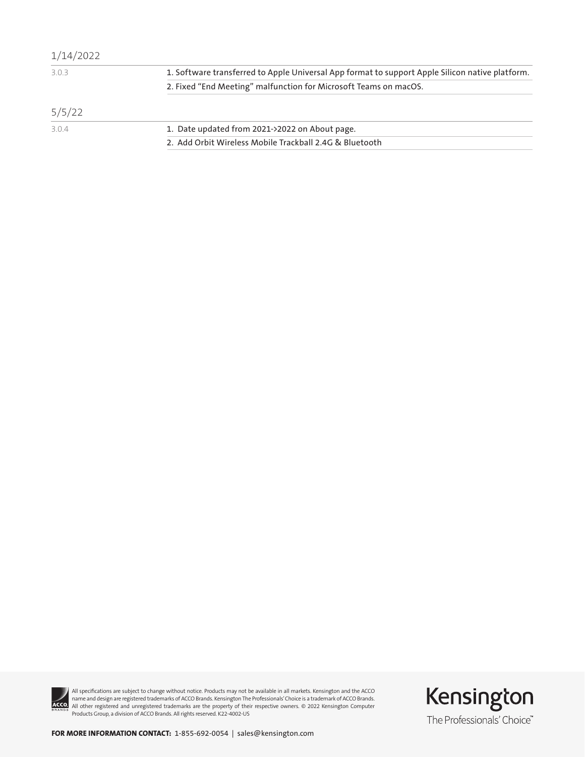## 1/14/2022

| | |
|---|---|
| 3.0.3 | 1. Software transferred to Apple Universal App format to support Apple Silicon native platform. |
| | 2. Fixed “End Meeting” malfunction for Microsoft Teams on macOS. |

## 5/5/22

| | |
|---|---|
| 3.0.4 | 1. Date updated from 2021->2022 on About page. |
| | 2. Add Orbit Wireless Mobile Trackball 2.4G & Bluetooth |

All specifications are subject to change without notice. Products may not be available in all markets. Kensington and the ACCO name and design are registered trademarks of ACCO Brands. Kensington The Professionals' Choice is a trademark of ACCO Brands. All other registered and unregistered trademarks are the property of their respective owners. © 2022 Kensington Computer Products Group, a division of ACCO Brands. All rights reserved. K22-4002-US

Kensington
The Professionals' Choice™

**FOR MORE INFORMATION CONTACT:** 1-855-692-0054 | sales@kensington.com